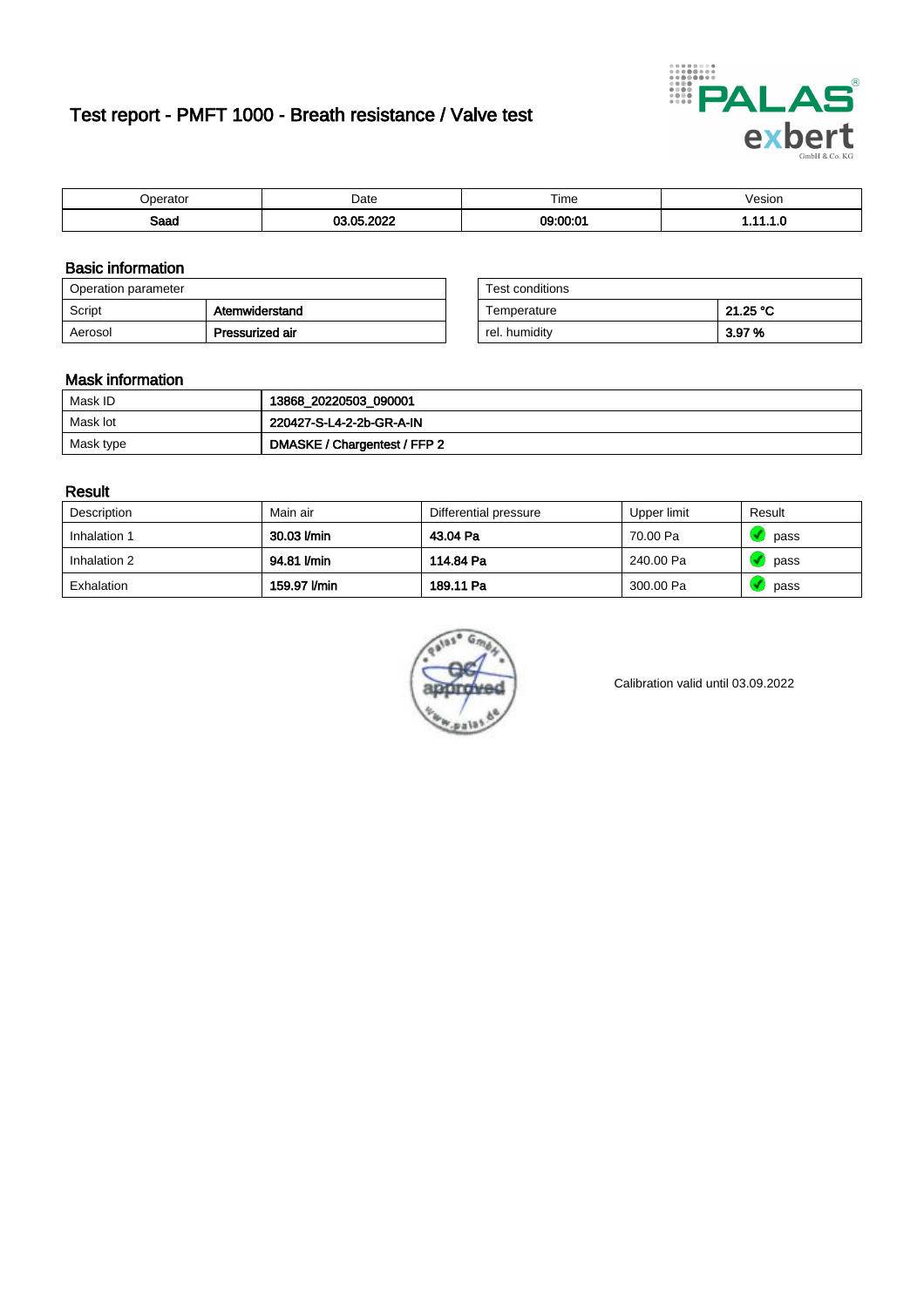# Test report - PMFT 1000 - Breath resistance / Valve test

| Operator | Date | Time | Vesion |
| --- | --- | --- | --- |
| **Saad** | **03.05.2022** | **09:00:01** | **1.11.1.0** |

## Basic information

| Operation parameter | |
| --- | --- |
| Script | **Atemwiderstand** |
| Aerosol | **Pressurized air** |

| Test conditions | |
| --- | --- |
| Temperature | **21.25 °C** |
| rel. humidity | **3.97 %** |

## Mask information

| | |
| --- | --- |
| Mask ID | **13868_20220503_090001** |
| Mask lot | **220427-S-L4-2-2b-GR-A-IN** |
| Mask type | **DMASKE / Chargentest / FFP 2** |

## Result

| Description | Main air | Differential pressure | Upper limit | Result |
| --- | --- | --- | --- | --- |
| Inhalation 1 | **30.03 l/min** | **43.04 Pa** | 70.00 Pa | pass |
| Inhalation 2 | **94.81 l/min** | **114.84 Pa** | 240.00 Pa | pass |
| Exhalation | **159.97 l/min** | **189.11 Pa** | 300.00 Pa | pass |

Calibration valid until 03.09.2022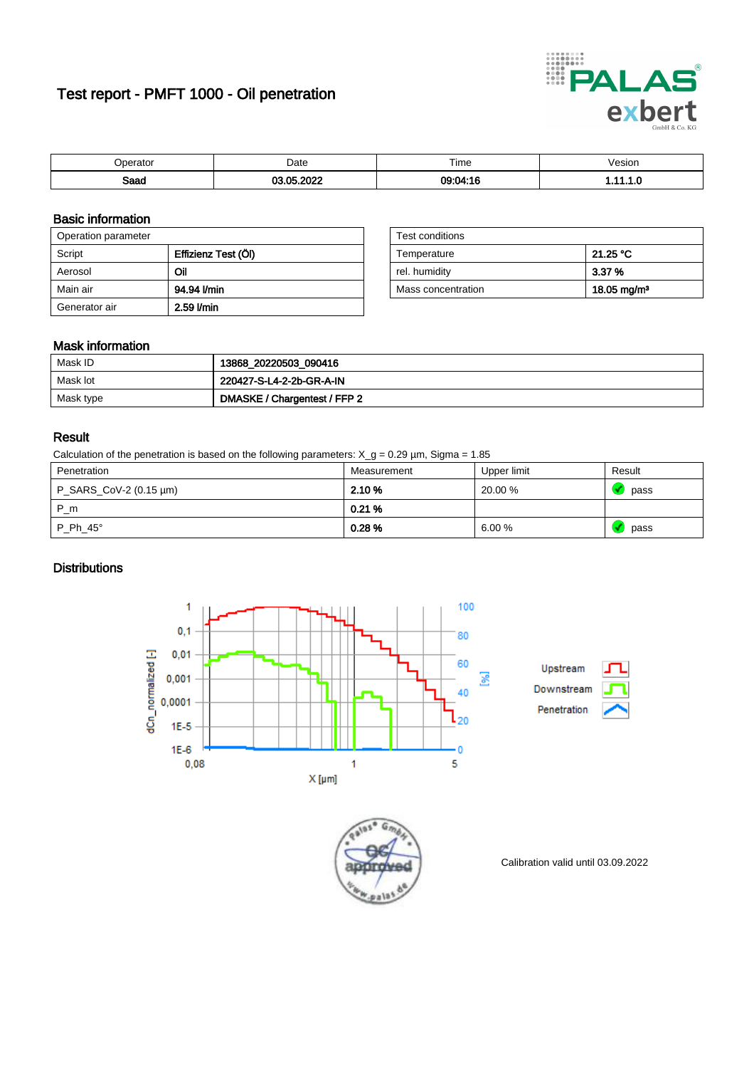# Test report - PMFT 1000 - Oil penetration

PALAS exbert GmbH & Co. KG

| Operator | Date | Time | Vesion |
|---|---|---|---|
| **Saad** | **03.05.2022** | **09:04:16** | **1.11.1.0** |

## Basic information

| Operation parameter | |
|---|---|
| Script | **Effizienz Test (Öl)** |
| Aerosol | **Oil** |
| Main air | **94.94 l/min** |
| Generator air | **2.59 l/min** |

| Test conditions | |
|---|---|
| Temperature | **21.25 °C** |
| rel. humidity | **3.37 %** |
| Mass concentration | **18.05 mg/m³** |

## Mask information

| | |
|---|---|
| Mask ID | **13868_20220503_090416** |
| Mask lot | **220427-S-L4-2-2b-GR-A-IN** |
| Mask type | **DMASKE / Chargentest / FFP 2** |

## Result

Calculation of the penetration is based on the following parameters: X_g = 0.29 µm, Sigma = 1.85

| Penetration | Measurement | Upper limit | Result |
|---|---|---|---|
| P_SARS_CoV-2 (0.15 µm) | **2.10 %** | 20.00 % | pass |
| P_m | **0.21 %** | | |
| P_Ph_45° | **0.28 %** | 6.00 % | pass |

## Distributions

dCn_normalized [-]
1
0,1
0,01
0,001
0,0001
1E-5
1E-6
0,08
1
5
X [µm]
[%]
100
80
60
40
20
0
Upstream
Downstream
Penetration

Palas® GmbH
QC approved
www.palas.de

Calibration valid until 03.09.2022